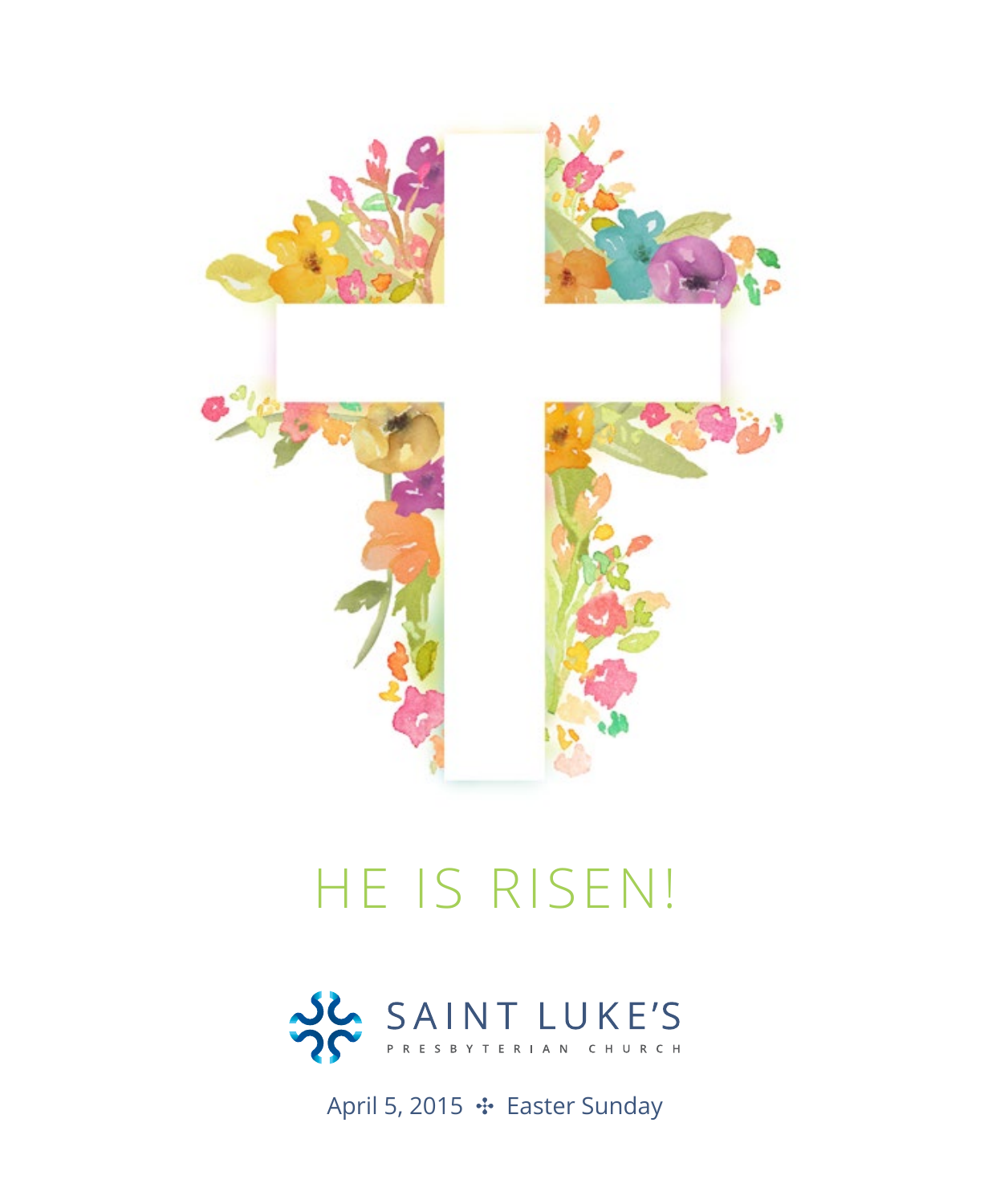# HE IS RISEN!

SAINT LUKE'S

PRESBYTERIAN CHURCH

April 5, 2015 ✣ Easter Sunday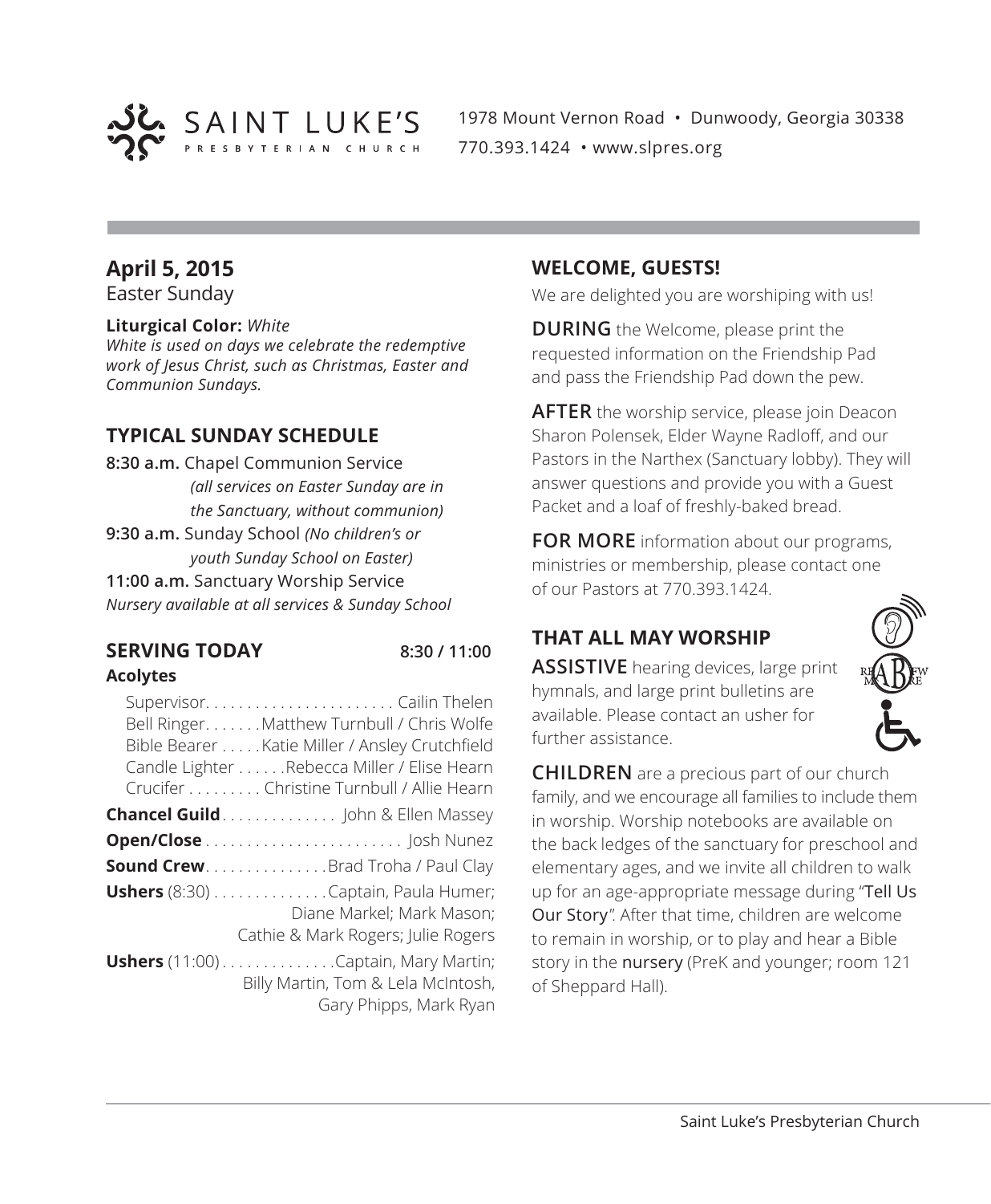SAINT LUKE'S PRESBYTERIAN CHURCH

1978 Mount Vernon Road • Dunwoody, Georgia 30338
770.393.1424 • www.slpres.org

## April 5, 2015

Easter Sunday

**Liturgical Color:** *White*
*White is used on days we celebrate the redemptive work of Jesus Christ, such as Christmas, Easter and Communion Sundays.*

## TYPICAL SUNDAY SCHEDULE

**8:30 a.m.** Chapel Communion Service *(all services on Easter Sunday are in the Sanctuary, without communion)*
**9:30 a.m.** Sunday School *(No children's or youth Sunday School on Easter)*
**11:00 a.m.** Sanctuary Worship Service
*Nursery available at all services & Sunday School*

## SERVING TODAY 8:30 / 11:00

**Acolytes**

Supervisor. . . . . . . . . . . . . . . . . . . . . . . Cailin Thelen
Bell Ringer. . . . . . .Matthew Turnbull / Chris Wolfe
Bible Bearer . . . . .Katie Miller / Ansley Crutchfield
Candle Lighter . . . . . .Rebecca Miller / Elise Hearn
Crucifer . . . . . . . . . Christine Turnbull / Allie Hearn

**Chancel Guild**. . . . . . . . . . . . . John & Ellen Massey
**Open/Close** . . . . . . . . . . . . . . . . . . . . . . . . Josh Nunez
**Sound Crew**. . . . . . . . . . . . . . .Brad Troha / Paul Clay
**Ushers** (8:30) . . . . . . . . . . . . . .Captain, Paula Humer; Diane Markel; Mark Mason; Cathie & Mark Rogers; Julie Rogers
**Ushers** (11:00) . . . . . . . . . . . . . .Captain, Mary Martin; Billy Martin, Tom & Lela McIntosh, Gary Phipps, Mark Ryan

## WELCOME, GUESTS!

We are delighted you are worshiping with us!

**DURING** the Welcome, please print the requested information on the Friendship Pad and pass the Friendship Pad down the pew.

**AFTER** the worship service, please join Deacon Sharon Polensek, Elder Wayne Radloff, and our Pastors in the Narthex (Sanctuary lobby). They will answer questions and provide you with a Guest Packet and a loaf of freshly-baked bread.

**FOR MORE** information about our programs, ministries or membership, please contact one of our Pastors at 770.393.1424.

## THAT ALL MAY WORSHIP

**ASSISTIVE** hearing devices, large print hymnals, and large print bulletins are available. Please contact an usher for further assistance.

**CHILDREN** are a precious part of our church family, and we encourage all families to include them in worship. Worship notebooks are available on the back ledges of the sanctuary for preschool and elementary ages, and we invite all children to walk up for an age-appropriate message during "Tell Us Our Story". After that time, children are welcome to remain in worship, or to play and hear a Bible story in the nursery (PreK and younger; room 121 of Sheppard Hall).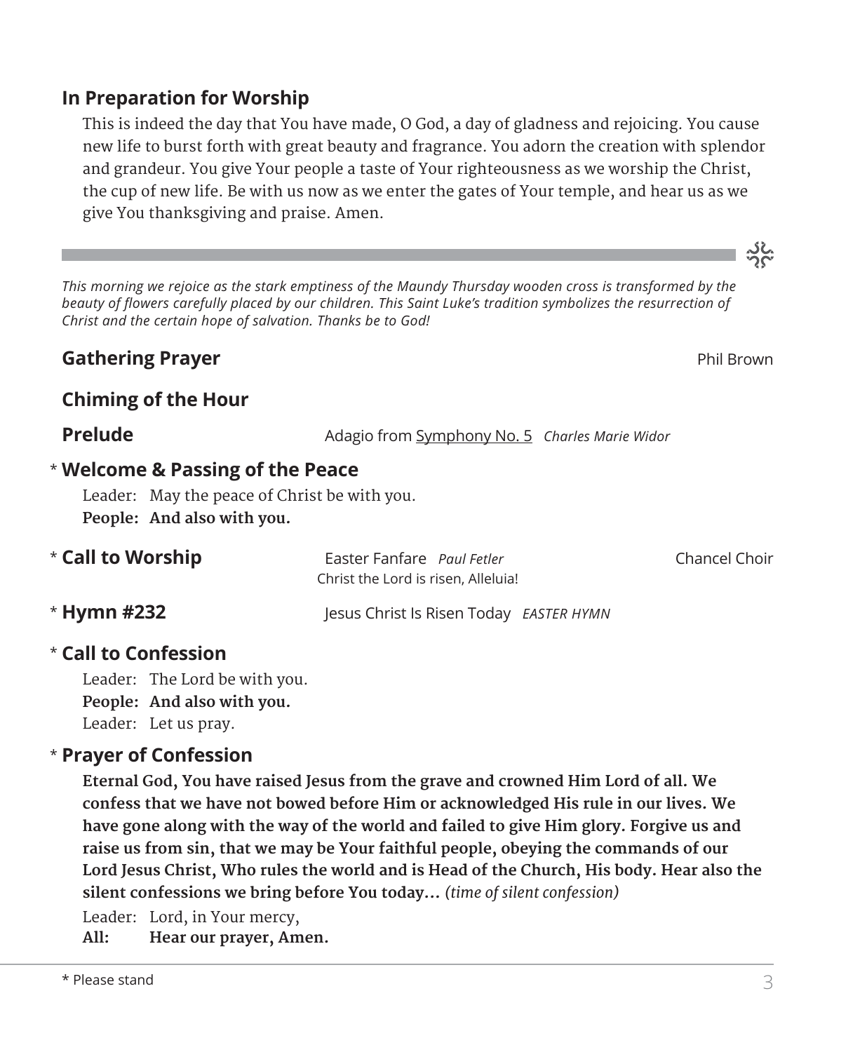## In Preparation for Worship

This is indeed the day that You have made, O God, a day of gladness and rejoicing. You cause new life to burst forth with great beauty and fragrance. You adorn the creation with splendor and grandeur. You give Your people a taste of Your righteousness as we worship the Christ, the cup of new life. Be with us now as we enter the gates of Your temple, and hear us as we give You thanksgiving and praise. Amen.

---

*This morning we rejoice as the stark emptiness of the Maundy Thursday wooden cross is transformed by the beauty of flowers carefully placed by our children. This Saint Luke's tradition symbolizes the resurrection of Christ and the certain hope of salvation. Thanks be to God!*

**Gathering Prayer** — Phil Brown

**Chiming of the Hour**

**Prelude** — Adagio from Symphony No. 5 *Charles Marie Widor*

\* **Welcome & Passing of the Peace**

Leader: May the peace of Christ be with you.
**People: And also with you.**

\* **Call to Worship** — Easter Fanfare *Paul Fetler* — Chancel Choir
Christ the Lord is risen, Alleluia!

\* **Hymn #232** — Jesus Christ Is Risen Today *EASTER HYMN*

\* **Call to Confession**

Leader: The Lord be with you.
**People: And also with you.**
Leader: Let us pray.

\* **Prayer of Confession**

**Eternal God, You have raised Jesus from the grave and crowned Him Lord of all. We confess that we have not bowed before Him or acknowledged His rule in our lives. We have gone along with the way of the world and failed to give Him glory. Forgive us and raise us from sin, that we may be Your faithful people, obeying the commands of our Lord Jesus Christ, Who rules the world and is Head of the Church, His body. Hear also the silent confessions we bring before You today…** *(time of silent confession)*

Leader: Lord, in Your mercy,
**All: Hear our prayer, Amen.**

\* Please stand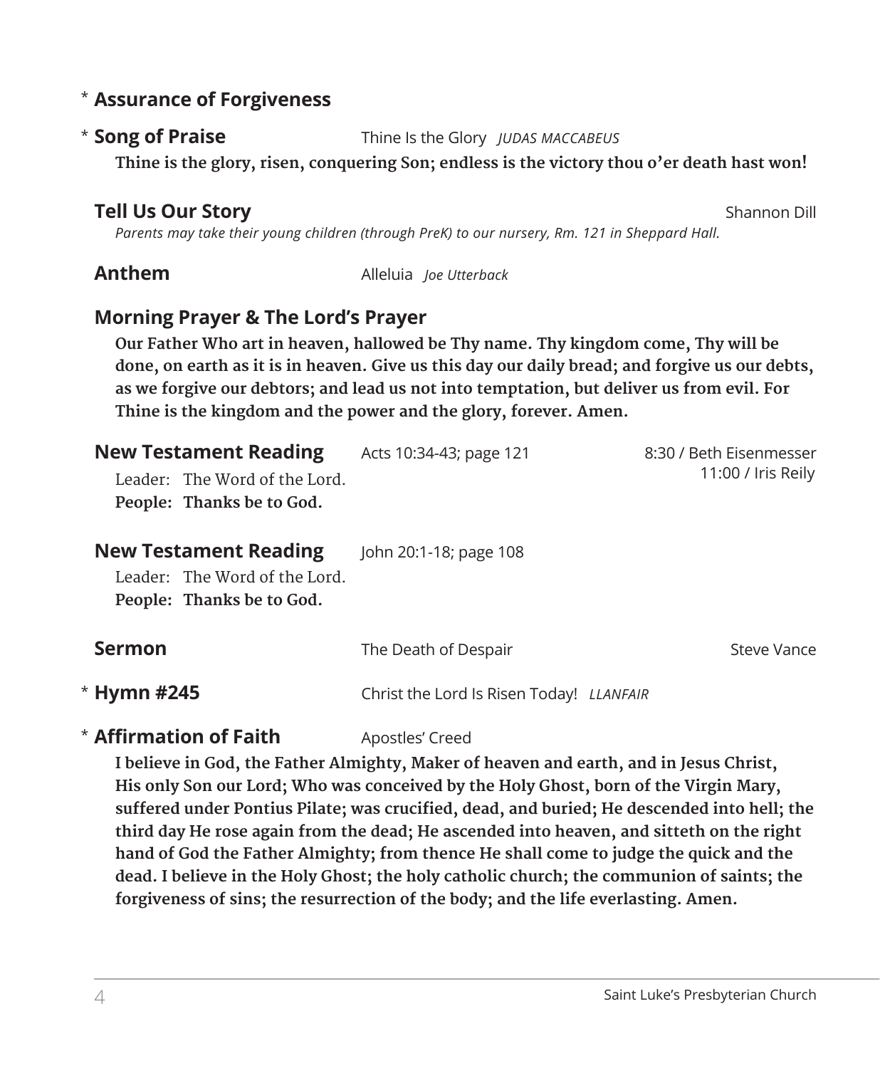\* **Assurance of Forgiveness**

\* **Song of Praise** Thine Is the Glory *JUDAS MACCABEUS*

**Thine is the glory, risen, conquering Son; endless is the victory thou o'er death hast won!**

**Tell Us Our Story** Shannon Dill

*Parents may take their young children (through PreK) to our nursery, Rm. 121 in Sheppard Hall.*

**Anthem** Alleluia *Joe Utterback*

**Morning Prayer & The Lord's Prayer**

**Our Father Who art in heaven, hallowed be Thy name. Thy kingdom come, Thy will be done, on earth as it is in heaven. Give us this day our daily bread; and forgive us our debts, as we forgive our debtors; and lead us not into temptation, but deliver us from evil. For Thine is the kingdom and the power and the glory, forever. Amen.**

**New Testament Reading** Acts 10:34-43; page 121 8:30 / Beth Eisenmesser, 11:00 / Iris Reily

Leader: The Word of the Lord.
**People: Thanks be to God.**

**New Testament Reading** John 20:1-18; page 108

Leader: The Word of the Lord.
**People: Thanks be to God.**

**Sermon** The Death of Despair Steve Vance

\* **Hymn #245** Christ the Lord Is Risen Today! *LLANFAIR*

\* **Affirmation of Faith** Apostles' Creed

**I believe in God, the Father Almighty, Maker of heaven and earth, and in Jesus Christ, His only Son our Lord; Who was conceived by the Holy Ghost, born of the Virgin Mary, suffered under Pontius Pilate; was crucified, dead, and buried; He descended into hell; the third day He rose again from the dead; He ascended into heaven, and sitteth on the right hand of God the Father Almighty; from thence He shall come to judge the quick and the dead. I believe in the Holy Ghost; the holy catholic church; the communion of saints; the forgiveness of sins; the resurrection of the body; and the life everlasting. Amen.**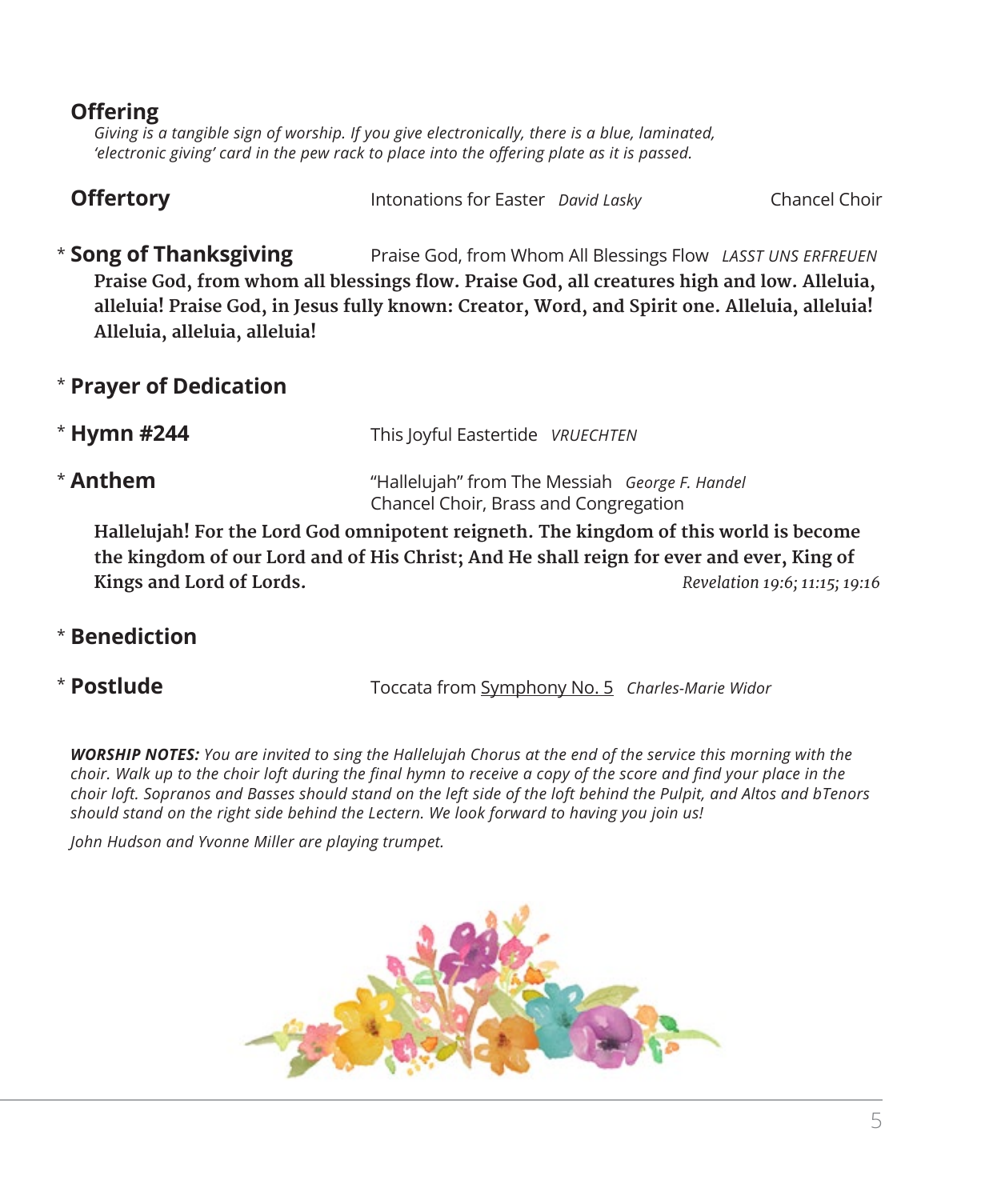## Offering

*Giving is a tangible sign of worship. If you give electronically, there is a blue, laminated, 'electronic giving' card in the pew rack to place into the offering plate as it is passed.*

## Offertory

Intonations for Easter *David Lasky* — Chancel Choir

## * Song of Thanksgiving

Praise God, from Whom All Blessings Flow *LASST UNS ERFREUEN*

**Praise God, from whom all blessings flow. Praise God, all creatures high and low. Alleluia, alleluia! Praise God, in Jesus fully known: Creator, Word, and Spirit one. Alleluia, alleluia! Alleluia, alleluia, alleluia!**

## * Prayer of Dedication

## * Hymn #244

This Joyful Eastertide *VRUECHTEN*

## * Anthem

"Hallelujah" from The Messiah *George F. Handel*
Chancel Choir, Brass and Congregation

**Hallelujah! For the Lord God omnipotent reigneth. The kingdom of this world is become the kingdom of our Lord and of His Christ; And He shall reign for ever and ever, King of Kings and Lord of Lords.** *Revelation 19:6; 11:15; 19:16*

## * Benediction

## * Postlude

Toccata from Symphony No. 5 *Charles-Marie Widor*

***WORSHIP NOTES:*** *You are invited to sing the Hallelujah Chorus at the end of the service this morning with the choir. Walk up to the choir loft during the final hymn to receive a copy of the score and find your place in the choir loft. Sopranos and Basses should stand on the left side of the loft behind the Pulpit, and Altos and bTenors should stand on the right side behind the Lectern. We look forward to having you join us!*

*John Hudson and Yvonne Miller are playing trumpet.*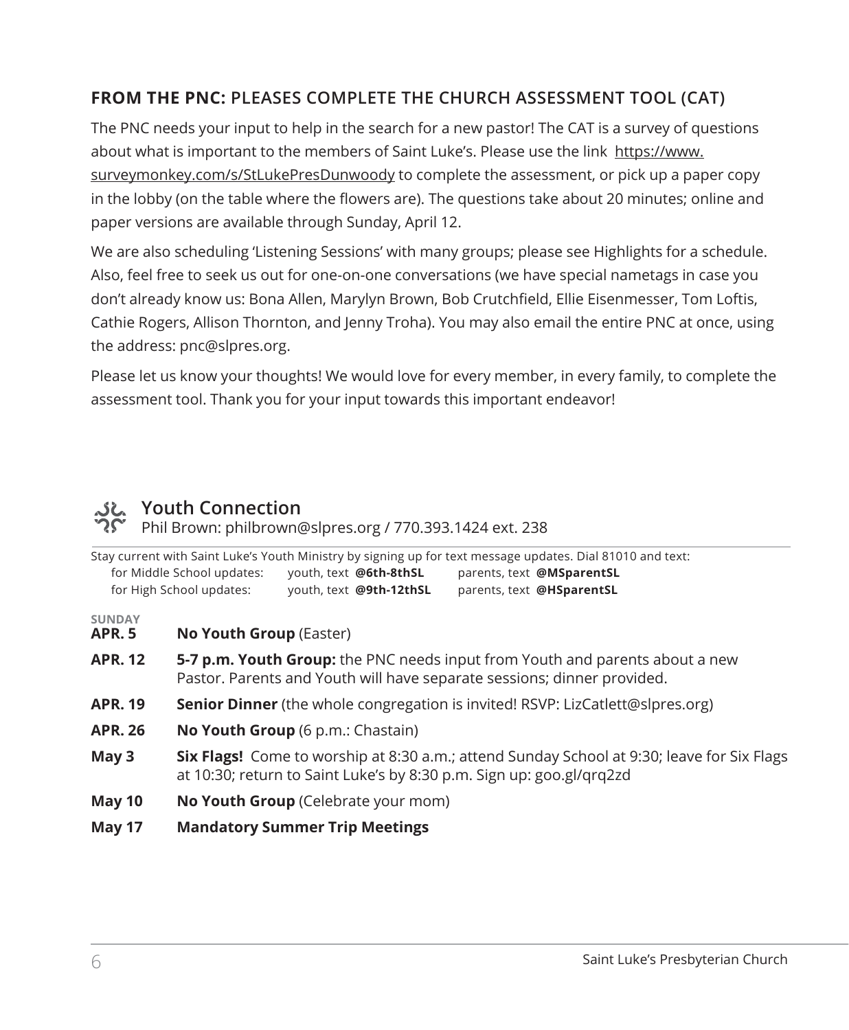## FROM THE PNC: PLEASES COMPLETE THE CHURCH ASSESSMENT TOOL (CAT)

The PNC needs your input to help in the search for a new pastor! The CAT is a survey of questions about what is important to the members of Saint Luke's. Please use the link https://www.surveymonkey.com/s/StLukePresDunwoody to complete the assessment, or pick up a paper copy in the lobby (on the table where the flowers are). The questions take about 20 minutes; online and paper versions are available through Sunday, April 12.

We are also scheduling 'Listening Sessions' with many groups; please see Highlights for a schedule. Also, feel free to seek us out for one-on-one conversations (we have special nametags in case you don't already know us: Bona Allen, Marylyn Brown, Bob Crutchfield, Ellie Eisenmesser, Tom Loftis, Cathie Rogers, Allison Thornton, and Jenny Troha). You may also email the entire PNC at once, using the address: pnc@slpres.org.

Please let us know your thoughts! We would love for every member, in every family, to complete the assessment tool. Thank you for your input towards this important endeavor!

## Youth Connection

Phil Brown: philbrown@slpres.org / 770.393.1424 ext. 238

Stay current with Saint Luke's Youth Ministry by signing up for text message updates. Dial 81010 and text:

| | | |
|---|---|---|
| for Middle School updates: | youth, text **@6th-8thSL** | parents, text **@MSparentSL** |
| for High School updates: | youth, text **@9th-12thSL** | parents, text **@HSparentSL** |

SUNDAY

**APR. 5** — **No Youth Group** (Easter)

**APR. 12** — **5-7 p.m. Youth Group:** the PNC needs input from Youth and parents about a new Pastor. Parents and Youth will have separate sessions; dinner provided.

**APR. 19** — **Senior Dinner** (the whole congregation is invited! RSVP: LizCatlett@slpres.org)

**APR. 26** — **No Youth Group** (6 p.m.: Chastain)

**May 3** — **Six Flags!** Come to worship at 8:30 a.m.; attend Sunday School at 9:30; leave for Six Flags at 10:30; return to Saint Luke's by 8:30 p.m. Sign up: goo.gl/qrq2zd

**May 10** — **No Youth Group** (Celebrate your mom)

**May 17** — **Mandatory Summer Trip Meetings**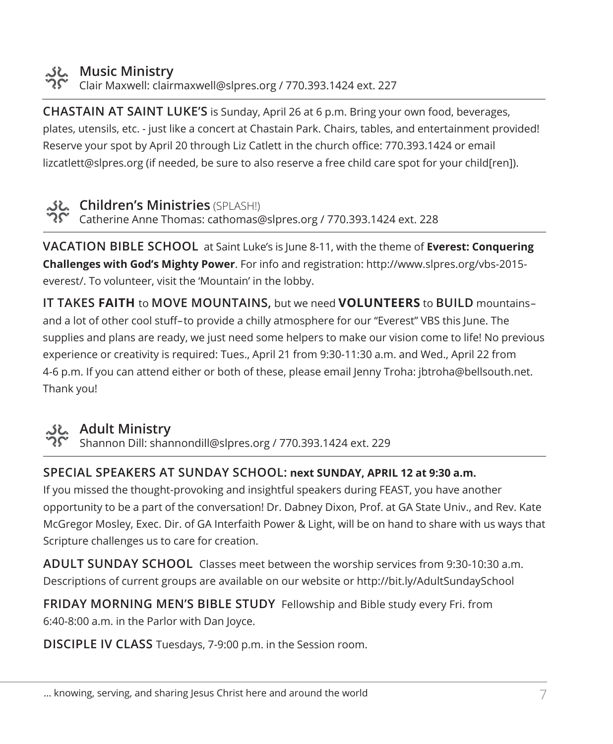## Music Ministry

Clair Maxwell: clairmaxwell@slpres.org / 770.393.1424 ext. 227

**CHASTAIN AT SAINT LUKE'S** is Sunday, April 26 at 6 p.m. Bring your own food, beverages, plates, utensils, etc. - just like a concert at Chastain Park. Chairs, tables, and entertainment provided! Reserve your spot by April 20 through Liz Catlett in the church office: 770.393.1424 or email lizcatlett@slpres.org (if needed, be sure to also reserve a free child care spot for your child[ren]).

## Children's Ministries (SPLASH!)

Catherine Anne Thomas: cathomas@slpres.org / 770.393.1424 ext. 228

**VACATION BIBLE SCHOOL** at Saint Luke's is June 8-11, with the theme of **Everest: Conquering Challenges with God's Mighty Power**. For info and registration: http://www.slpres.org/vbs-2015-everest/. To volunteer, visit the 'Mountain' in the lobby.

**IT TAKES FAITH** to **MOVE MOUNTAINS,** but we need **VOLUNTEERS** to **BUILD** mountains– and a lot of other cool stuff–to provide a chilly atmosphere for our "Everest" VBS this June. The supplies and plans are ready, we just need some helpers to make our vision come to life! No previous experience or creativity is required: Tues., April 21 from 9:30-11:30 a.m. and Wed., April 22 from 4-6 p.m. If you can attend either or both of these, please email Jenny Troha: jbtroha@bellsouth.net. Thank you!

## Adult Ministry

Shannon Dill: shannondill@slpres.org / 770.393.1424 ext. 229

**SPECIAL SPEAKERS AT SUNDAY SCHOOL: next SUNDAY, APRIL 12 at 9:30 a.m.**

If you missed the thought-provoking and insightful speakers during FEAST, you have another opportunity to be a part of the conversation! Dr. Dabney Dixon, Prof. at GA State Univ., and Rev. Kate McGregor Mosley, Exec. Dir. of GA Interfaith Power & Light, will be on hand to share with us ways that Scripture challenges us to care for creation.

**ADULT SUNDAY SCHOOL** Classes meet between the worship services from 9:30-10:30 a.m. Descriptions of current groups are available on our website or http://bit.ly/AdultSundaySchool

**FRIDAY MORNING MEN'S BIBLE STUDY** Fellowship and Bible study every Fri. from 6:40-8:00 a.m. in the Parlor with Dan Joyce.

**DISCIPLE IV CLASS** Tuesdays, 7-9:00 p.m. in the Session room.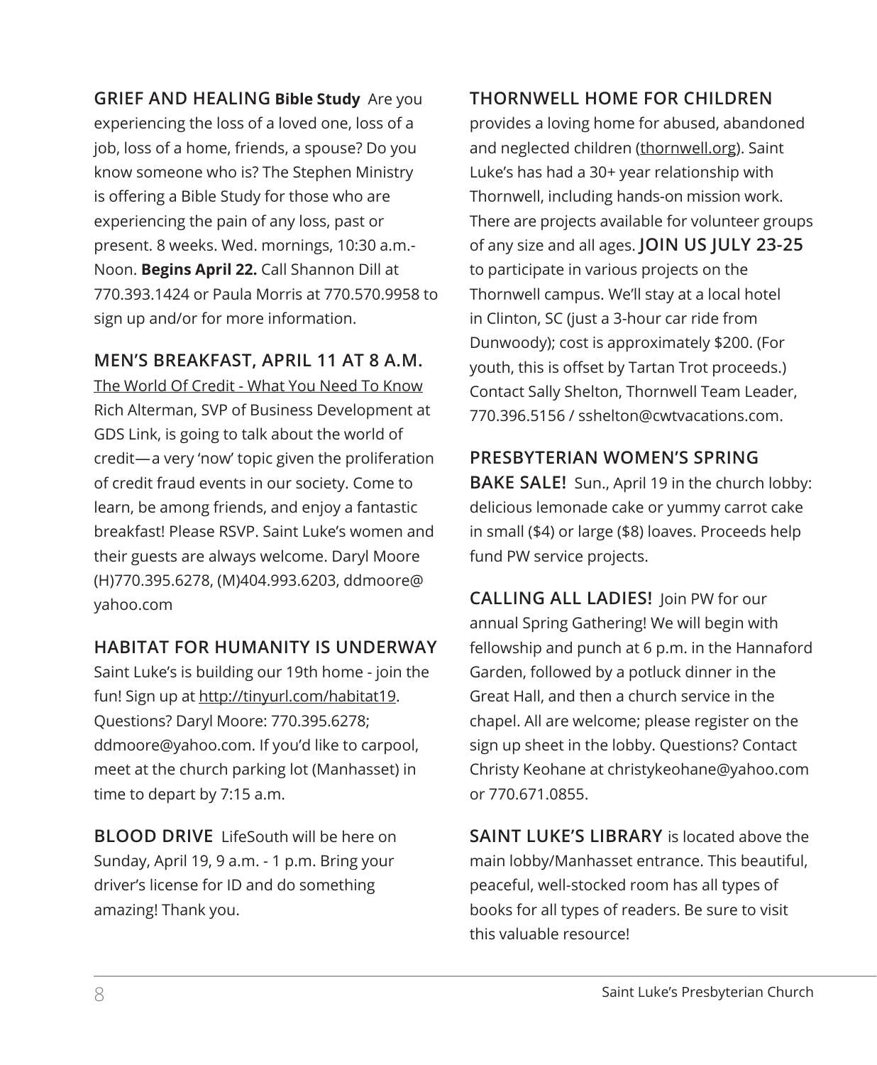**GRIEF AND HEALING Bible Study** Are you experiencing the loss of a loved one, loss of a job, loss of a home, friends, a spouse? Do you know someone who is? The Stephen Ministry is offering a Bible Study for those who are experiencing the pain of any loss, past or present. 8 weeks. Wed. mornings, 10:30 a.m.-Noon. **Begins April 22.** Call Shannon Dill at 770.393.1424 or Paula Morris at 770.570.9958 to sign up and/or for more information.

**MEN'S BREAKFAST, APRIL 11 AT 8 A.M.**
The World Of Credit - What You Need To Know
Rich Alterman, SVP of Business Development at GDS Link, is going to talk about the world of credit—a very 'now' topic given the proliferation of credit fraud events in our society. Come to learn, be among friends, and enjoy a fantastic breakfast! Please RSVP. Saint Luke's women and their guests are always welcome. Daryl Moore (H)770.395.6278, (M)404.993.6203, ddmoore@yahoo.com

**HABITAT FOR HUMANITY IS UNDERWAY**
Saint Luke's is building our 19th home - join the fun! Sign up at http://tinyurl.com/habitat19. Questions? Daryl Moore: 770.395.6278; ddmoore@yahoo.com. If you'd like to carpool, meet at the church parking lot (Manhasset) in time to depart by 7:15 a.m.

**BLOOD DRIVE** LifeSouth will be here on Sunday, April 19, 9 a.m. - 1 p.m. Bring your driver's license for ID and do something amazing! Thank you.

**THORNWELL HOME FOR CHILDREN** provides a loving home for abused, abandoned and neglected children (thornwell.org). Saint Luke's has had a 30+ year relationship with Thornwell, including hands-on mission work. There are projects available for volunteer groups of any size and all ages. **JOIN US JULY 23-25** to participate in various projects on the Thornwell campus. We'll stay at a local hotel in Clinton, SC (just a 3-hour car ride from Dunwoody); cost is approximately $200. (For youth, this is offset by Tartan Trot proceeds.) Contact Sally Shelton, Thornwell Team Leader, 770.396.5156 / sshelton@cwtvacations.com.

**PRESBYTERIAN WOMEN'S SPRING BAKE SALE!** Sun., April 19 in the church lobby: delicious lemonade cake or yummy carrot cake in small ($4) or large ($8) loaves. Proceeds help fund PW service projects.

**CALLING ALL LADIES!** Join PW for our annual Spring Gathering! We will begin with fellowship and punch at 6 p.m. in the Hannaford Garden, followed by a potluck dinner in the Great Hall, and then a church service in the chapel. All are welcome; please register on the sign up sheet in the lobby. Questions? Contact Christy Keohane at christykeohane@yahoo.com or 770.671.0855.

**SAINT LUKE'S LIBRARY** is located above the main lobby/Manhasset entrance. This beautiful, peaceful, well-stocked room has all types of books for all types of readers. Be sure to visit this valuable resource!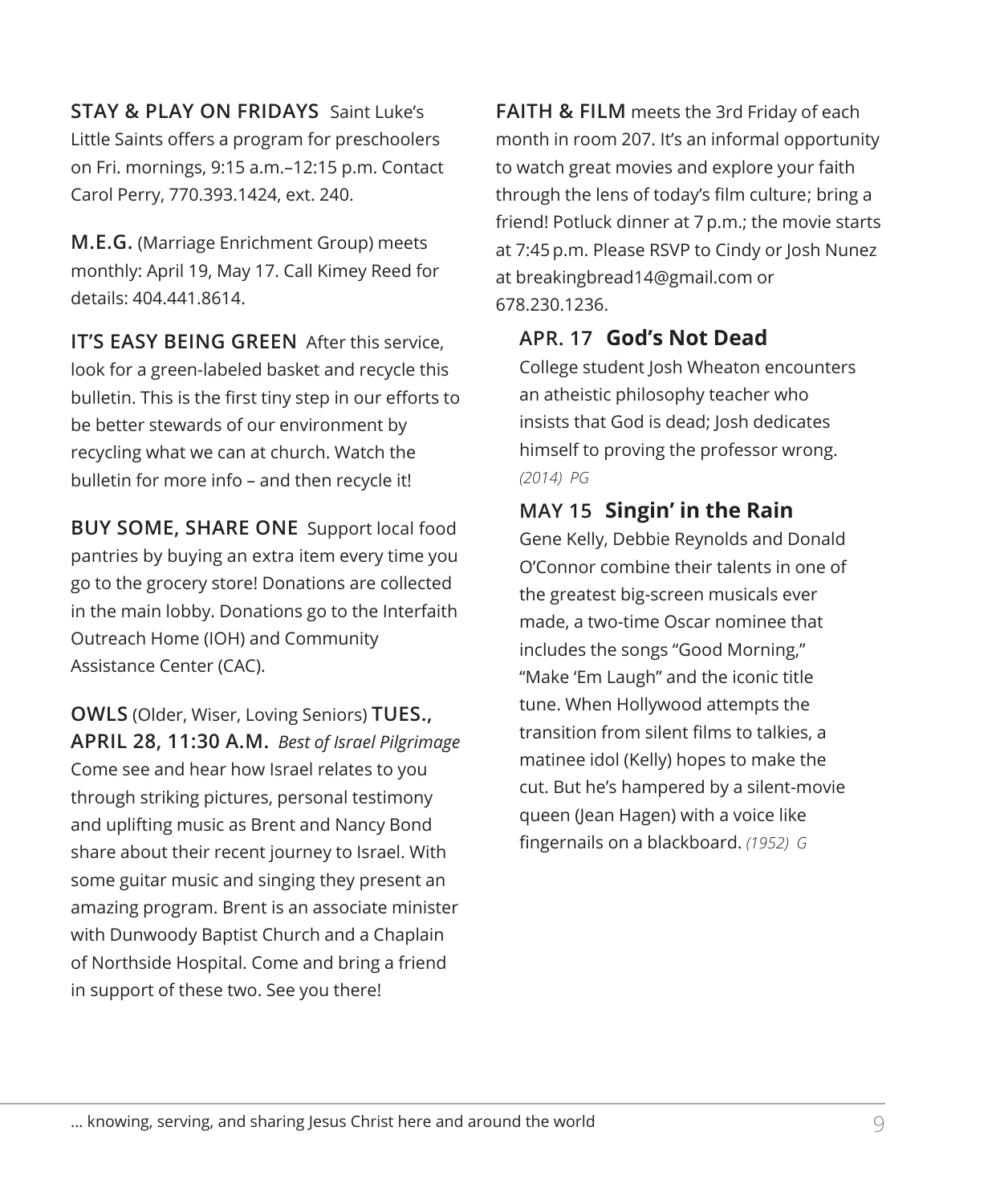**STAY & PLAY ON FRIDAYS** Saint Luke's Little Saints offers a program for preschoolers on Fri. mornings, 9:15 a.m.–12:15 p.m. Contact Carol Perry, 770.393.1424, ext. 240.

**M.E.G.** (Marriage Enrichment Group) meets monthly: April 19, May 17. Call Kimey Reed for details: 404.441.8614.

**IT'S EASY BEING GREEN** After this service, look for a green-labeled basket and recycle this bulletin. This is the first tiny step in our efforts to be better stewards of our environment by recycling what we can at church. Watch the bulletin for more info – and then recycle it!

**BUY SOME, SHARE ONE** Support local food pantries by buying an extra item every time you go to the grocery store! Donations are collected in the main lobby. Donations go to the Interfaith Outreach Home (IOH) and Community Assistance Center (CAC).

**OWLS** (Older, Wiser, Loving Seniors) **TUES., APRIL 28, 11:30 A.M.** *Best of Israel Pilgrimage* Come see and hear how Israel relates to you through striking pictures, personal testimony and uplifting music as Brent and Nancy Bond share about their recent journey to Israel. With some guitar music and singing they present an amazing program. Brent is an associate minister with Dunwoody Baptist Church and a Chaplain of Northside Hospital. Come and bring a friend in support of these two. See you there!

**FAITH & FILM** meets the 3rd Friday of each month in room 207. It's an informal opportunity to watch great movies and explore your faith through the lens of today's film culture; bring a friend! Potluck dinner at 7 p.m.; the movie starts at 7:45 p.m. Please RSVP to Cindy or Josh Nunez at breakingbread14@gmail.com or 678.230.1236.

**APR. 17 God's Not Dead**
College student Josh Wheaton encounters an atheistic philosophy teacher who insists that God is dead; Josh dedicates himself to proving the professor wrong. *(2014) PG*

**MAY 15 Singin' in the Rain**
Gene Kelly, Debbie Reynolds and Donald O'Connor combine their talents in one of the greatest big-screen musicals ever made, a two-time Oscar nominee that includes the songs "Good Morning," "Make 'Em Laugh" and the iconic title tune. When Hollywood attempts the transition from silent films to talkies, a matinee idol (Kelly) hopes to make the cut. But he's hampered by a silent-movie queen (Jean Hagen) with a voice like fingernails on a blackboard. *(1952) G*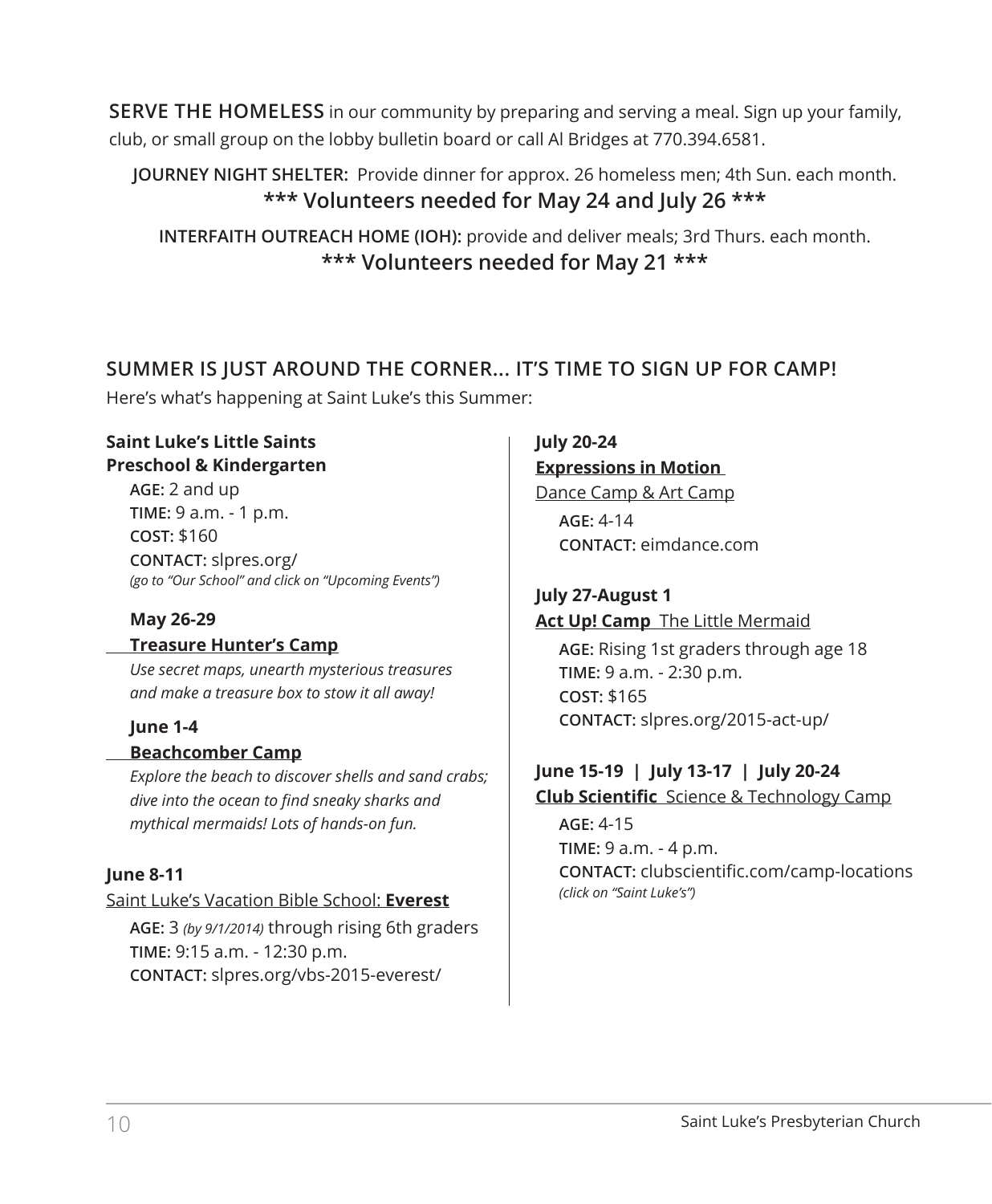**SERVE THE HOMELESS** in our community by preparing and serving a meal. Sign up your family, club, or small group on the lobby bulletin board or call Al Bridges at 770.394.6581.

**JOURNEY NIGHT SHELTER:** Provide dinner for approx. 26 homeless men; 4th Sun. each month.
**\*\*\* Volunteers needed for May 24 and July 26 \*\*\***

**INTERFAITH OUTREACH HOME (IOH):** provide and deliver meals; 3rd Thurs. each month.
**\*\*\* Volunteers needed for May 21 \*\*\***

## SUMMER IS JUST AROUND THE CORNER... IT'S TIME TO SIGN UP FOR CAMP!

Here's what's happening at Saint Luke's this Summer:

**Saint Luke's Little Saints Preschool & Kindergarten**

**AGE:** 2 and up
**TIME:** 9 a.m. - 1 p.m.
**COST:** $160
**CONTACT:** slpres.org/
*(go to "Our School" and click on "Upcoming Events")*

**May 26-29**
**Treasure Hunter's Camp**
*Use secret maps, unearth mysterious treasures and make a treasure box to stow it all away!*

**June 1-4**
**Beachcomber Camp**
*Explore the beach to discover shells and sand crabs; dive into the ocean to find sneaky sharks and mythical mermaids! Lots of hands-on fun.*

**June 8-11**
Saint Luke's Vacation Bible School: **Everest**

**AGE:** 3 *(by 9/1/2014)* through rising 6th graders
**TIME:** 9:15 a.m. - 12:30 p.m.
**CONTACT:** slpres.org/vbs-2015-everest/

**July 20-24**
**Expressions in Motion**
Dance Camp & Art Camp

**AGE:** 4-14
**CONTACT:** eimdance.com

**July 27-August 1**
**Act Up! Camp** The Little Mermaid

**AGE:** Rising 1st graders through age 18
**TIME:** 9 a.m. - 2:30 p.m.
**COST:** $165
**CONTACT:** slpres.org/2015-act-up/

**June 15-19 | July 13-17 | July 20-24**
**Club Scientific** Science & Technology Camp

**AGE:** 4-15
**TIME:** 9 a.m. - 4 p.m.
**CONTACT:** clubscientific.com/camp-locations
*(click on "Saint Luke's")*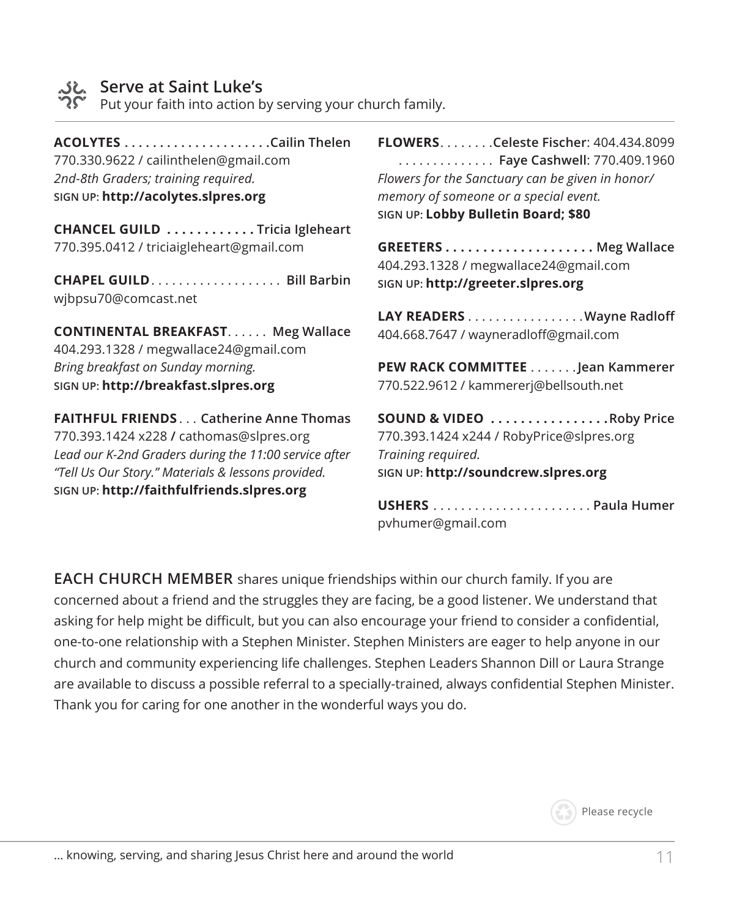## Serve at Saint Luke's

Put your faith into action by serving your church family.

**ACOLYTES . . . . . . . . . . . . . . . . . . . . .Cailin Thelen**
770.330.9622 / cailinthelen@gmail.com
*2nd-8th Graders; training required.*
**SIGN UP: http://acolytes.slpres.org**

**CHANCEL GUILD . . . . . . . . . . . . Tricia Igleheart**
770.395.0412 / triciaigleheart@gmail.com

**CHAPEL GUILD**. . . . . . . . . . . . . . . . . . . **Bill Barbin**
wjbpsu70@comcast.net

**CONTINENTAL BREAKFAST**. . . . . . **Meg Wallace**
404.293.1328 / megwallace24@gmail.com
*Bring breakfast on Sunday morning.*
**SIGN UP: http://breakfast.slpres.org**

**FAITHFUL FRIENDS** . . . **Catherine Anne Thomas**
770.393.1424 x228 / cathomas@slpres.org
*Lead our K-2nd Graders during the 11:00 service after "Tell Us Our Story." Materials & lessons provided.*
**SIGN UP: http://faithfulfriends.slpres.org**

**FLOWERS**. . . . . . . .**Celeste Fischer**: 404.434.8099
. . . . . . . . . . . . . . **Faye Cashwell**: 770.409.1960
*Flowers for the Sanctuary can be given in honor/ memory of someone or a special event.*
**SIGN UP: Lobby Bulletin Board; $80**

**GREETERS . . . . . . . . . . . . . . . . . . . . Meg Wallace**
404.293.1328 / megwallace24@gmail.com
**SIGN UP: http://greeter.slpres.org**

**LAY READERS** . . . . . . . . . . . . . . . . .**Wayne Radloff**
404.668.7647 / wayneradloff@gmail.com

**PEW RACK COMMITTEE** . . . . . . .**Jean Kammerer**
770.522.9612 / kammererj@bellsouth.net

**SOUND & VIDEO . . . . . . . . . . . . . . . .Roby Price**
770.393.1424 x244 / RobyPrice@slpres.org
*Training required.*
**SIGN UP: http://soundcrew.slpres.org**

**USHERS** . . . . . . . . . . . . . . . . . . . . . . . **Paula Humer**
pvhumer@gmail.com

**EACH CHURCH MEMBER** shares unique friendships within our church family. If you are concerned about a friend and the struggles they are facing, be a good listener. We understand that asking for help might be difficult, but you can also encourage your friend to consider a confidential, one-to-one relationship with a Stephen Minister. Stephen Ministers are eager to help anyone in our church and community experiencing life challenges. Stephen Leaders Shannon Dill or Laura Strange are available to discuss a possible referral to a specially-trained, always confidential Stephen Minister. Thank you for caring for one another in the wonderful ways you do.

Please recycle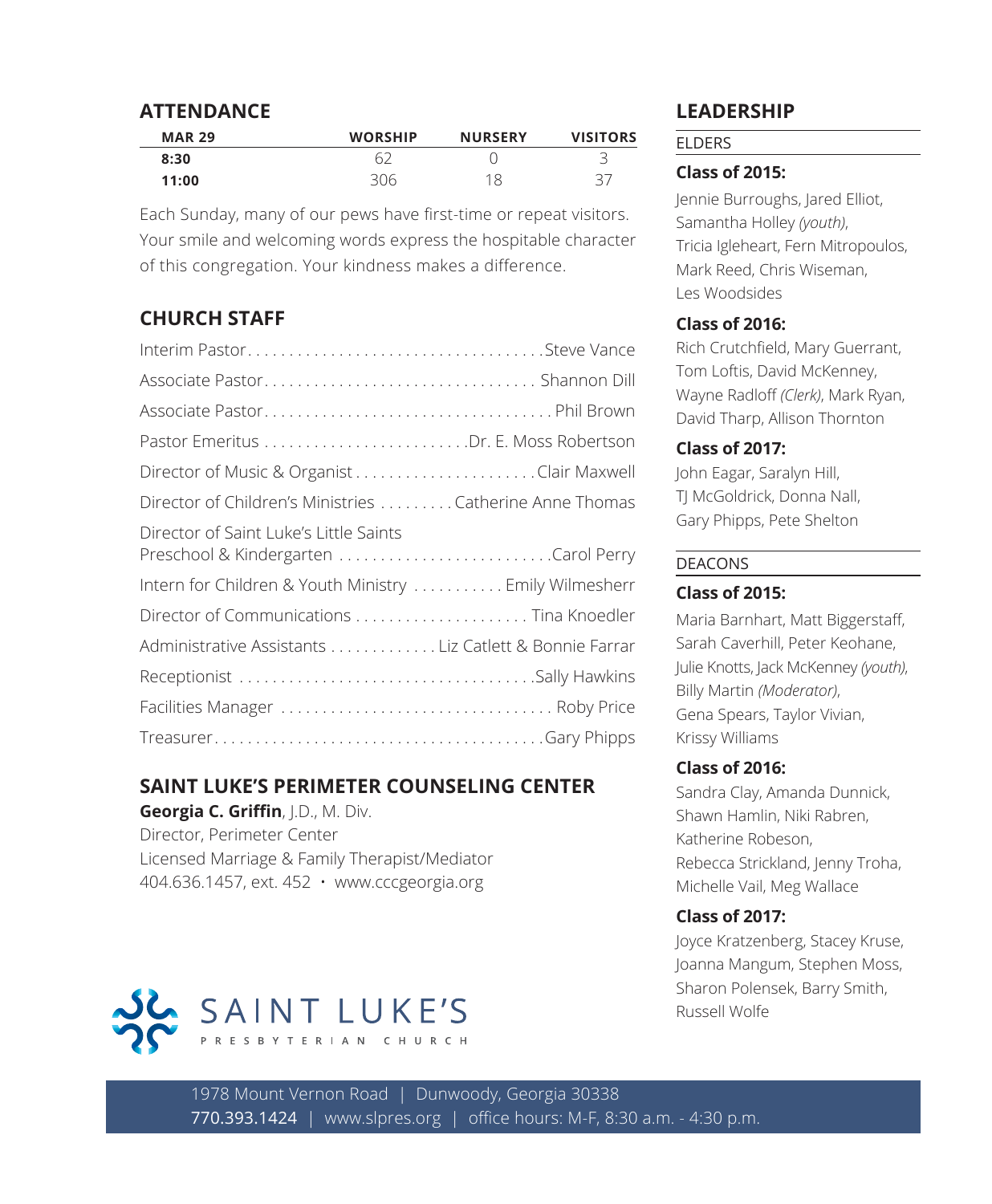## ATTENDANCE

| MAR 29 | WORSHIP | NURSERY | VISITORS |
|---|---|---|---|
| 8:30 | 62 | 0 | 3 |
| 11:00 | 306 | 18 | 37 |

Each Sunday, many of our pews have first-time or repeat visitors. Your smile and welcoming words express the hospitable character of this congregation. Your kindness makes a difference.

## CHURCH STAFF

Interim Pastor . . . . . . . . . . Steve Vance

Associate Pastor . . . . . . . . . . Shannon Dill

Associate Pastor . . . . . . . . . . Phil Brown

Pastor Emeritus . . . . . . . . . . Dr. E. Moss Robertson

Director of Music & Organist . . . . . . . . . . Clair Maxwell

Director of Children's Ministries . . . . . . . . . . Catherine Anne Thomas

Director of Saint Luke's Little Saints Preschool & Kindergarten . . . . . . . . . . Carol Perry

Intern for Children & Youth Ministry . . . . . . . . . . Emily Wilmesherr

Director of Communications . . . . . . . . . . Tina Knoedler

Administrative Assistants . . . . . . . . . . Liz Catlett & Bonnie Farrar

Receptionist . . . . . . . . . . Sally Hawkins

Facilities Manager . . . . . . . . . . Roby Price

Treasurer . . . . . . . . . . Gary Phipps

## SAINT LUKE'S PERIMETER COUNSELING CENTER

**Georgia C. Griffin**, J.D., M. Div.
Director, Perimeter Center
Licensed Marriage & Family Therapist/Mediator
404.636.1457, ext. 452 • www.cccgeorgia.org

## LEADERSHIP

### ELDERS

**Class of 2015:**

Jennie Burroughs, Jared Elliot, Samantha Holley *(youth)*, Tricia Igleheart, Fern Mitropoulos, Mark Reed, Chris Wiseman, Les Woodsides

**Class of 2016:**

Rich Crutchfield, Mary Guerrant, Tom Loftis, David McKenney, Wayne Radloff *(Clerk)*, Mark Ryan, David Tharp, Allison Thornton

**Class of 2017:**

John Eagar, Saralyn Hill, TJ McGoldrick, Donna Nall, Gary Phipps, Pete Shelton

### DEACONS

**Class of 2015:**

Maria Barnhart, Matt Biggerstaff, Sarah Caverhill, Peter Keohane, Julie Knotts, Jack McKenney *(youth)*, Billy Martin *(Moderator)*, Gena Spears, Taylor Vivian, Krissy Williams

**Class of 2016:**

Sandra Clay, Amanda Dunnick, Shawn Hamlin, Niki Rabren, Katherine Robeson, Rebecca Strickland, Jenny Troha, Michelle Vail, Meg Wallace

**Class of 2017:**

Joyce Kratzenberg, Stacey Kruse, Joanna Mangum, Stephen Moss, Sharon Polensek, Barry Smith, Russell Wolfe

SAINT LUKE'S
PRESBYTERIAN CHURCH

1978 Mount Vernon Road | Dunwoody, Georgia 30338
770.393.1424 | www.slpres.org | office hours: M-F, 8:30 a.m. - 4:30 p.m.